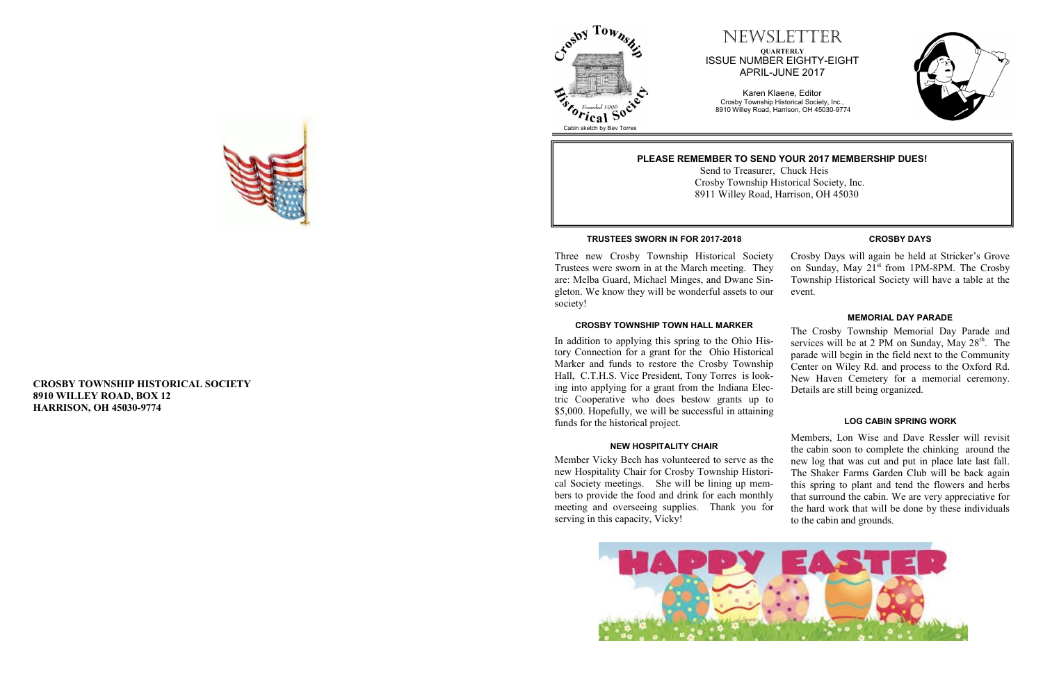**CROSBY TOWNSHIP HISTORICAL SOCIETY**
**8910 WILLEY ROAD, BOX 12**
**HARRISON, OH 45030-9774**

Crosby Township Historical Society
Founded 1990
Cabin sketch by Bev Torres

# NEWSLETTER

**QUARTERLY**
ISSUE NUMBER EIGHTY-EIGHT
APRIL-JUNE 2017

Karen Klaene, Editor
Crosby Township Historical Society, Inc.,
8910 Willey Road, Harrison, OH 45030-9774

**PLEASE REMEMBER TO SEND YOUR 2017 MEMBERSHIP DUES!**

Send to Treasurer, Chuck Heis
Crosby Township Historical Society, Inc.
8911 Willey Road, Harrison, OH 45030

### TRUSTEES SWORN IN FOR 2017-2018

Three new Crosby Township Historical Society Trustees were sworn in at the March meeting. They are: Melba Guard, Michael Minges, and Dwane Singleton. We know they will be wonderful assets to our society!

### CROSBY TOWNSHIP TOWN HALL MARKER

In addition to applying this spring to the Ohio History Connection for a grant for the Ohio Historical Marker and funds to restore the Crosby Township Hall, C.T.H.S. Vice President, Tony Torres is looking into applying for a grant from the Indiana Electric Cooperative who does bestow grants up to $5,000. Hopefully, we will be successful in attaining funds for the historical project.

### NEW HOSPITALITY CHAIR

Member Vicky Bech has volunteered to serve as the new Hospitality Chair for Crosby Township Historical Society meetings. She will be lining up members to provide the food and drink for each monthly meeting and overseeing supplies. Thank you for serving in this capacity, Vicky!

### CROSBY DAYS

Crosby Days will again be held at Stricker's Grove on Sunday, May 21st from 1PM-8PM. The Crosby Township Historical Society will have a table at the event.

### MEMORIAL DAY PARADE

The Crosby Township Memorial Day Parade and services will be at 2 PM on Sunday, May 28th. The parade will begin in the field next to the Community Center on Wiley Rd. and process to the Oxford Rd. New Haven Cemetery for a memorial ceremony. Details are still being organized.

### LOG CABIN SPRING WORK

Members, Lon Wise and Dave Ressler will revisit the cabin soon to complete the chinking around the new log that was cut and put in place late last fall. The Shaker Farms Garden Club will be back again this spring to plant and tend the flowers and herbs that surround the cabin. We are very appreciative for the hard work that will be done by these individuals to the cabin and grounds.

HAPPY EASTER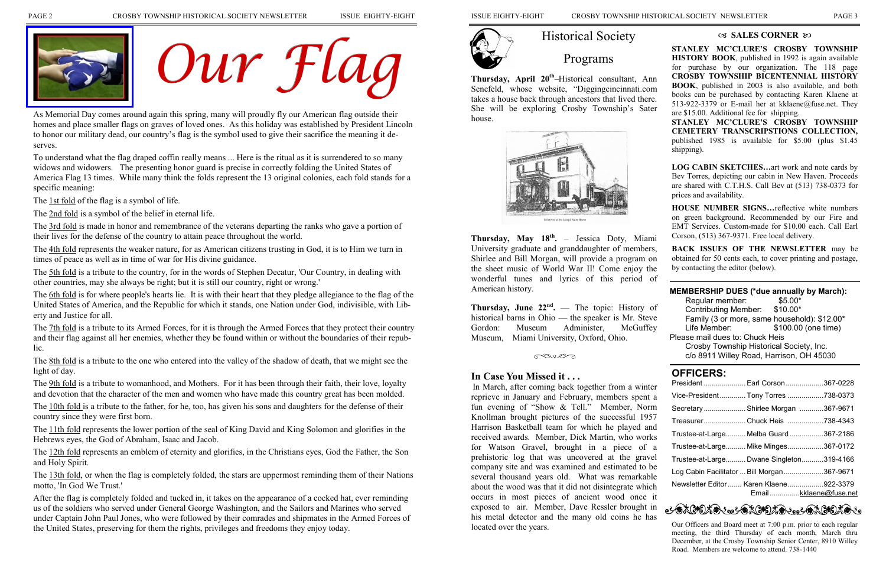# Our Flag

As Memorial Day comes around again this spring, many will proudly fly our American flag outside their homes and place smaller flags on graves of loved ones. As this holiday was established by President Lincoln to honor our military dead, our country's flag is the symbol used to give their sacrifice the meaning it deserves.

To understand what the flag draped coffin really means ... Here is the ritual as it is surrendered to so many widows and widowers. The presenting honor guard is precise in correctly folding the United States of America Flag 13 times. While many think the folds represent the 13 original colonies, each fold stands for a specific meaning:

The 1st fold of the flag is a symbol of life.

The 2nd fold is a symbol of the belief in eternal life.

The 3rd fold is made in honor and remembrance of the veterans departing the ranks who gave a portion of their lives for the defense of the country to attain peace throughout the world.

The 4th fold represents the weaker nature, for as American citizens trusting in God, it is to Him we turn in times of peace as well as in time of war for His divine guidance.

The 5th fold is a tribute to the country, for in the words of Stephen Decatur, 'Our Country, in dealing with other countries, may she always be right; but it is still our country, right or wrong.'

The 6th fold is for where people's hearts lie. It is with their heart that they pledge allegiance to the flag of the United States of America, and the Republic for which it stands, one Nation under God, indivisible, with Liberty and Justice for all.

The 7th fold is a tribute to its Armed Forces, for it is through the Armed Forces that they protect their country and their flag against all her enemies, whether they be found within or without the boundaries of their republic.

The 8th fold is a tribute to the one who entered into the valley of the shadow of death, that we might see the light of day.

The 9th fold is a tribute to womanhood, and Mothers. For it has been through their faith, their love, loyalty and devotion that the character of the men and women who have made this country great has been molded.

The 10th fold is a tribute to the father, for he, too, has given his sons and daughters for the defense of their country since they were first born.

The 11th fold represents the lower portion of the seal of King David and King Solomon and glorifies in the Hebrews eyes, the God of Abraham, Isaac and Jacob.

The 12th fold represents an emblem of eternity and glorifies, in the Christians eyes, God the Father, the Son and Holy Spirit.

The 13th fold, or when the flag is completely folded, the stars are uppermost reminding them of their Nations motto, 'In God We Trust.'

After the flag is completely folded and tucked in, it takes on the appearance of a cocked hat, ever reminding us of the soldiers who served under General George Washington, and the Sailors and Marines who served under Captain John Paul Jones, who were followed by their comrades and shipmates in the Armed Forces of the United States, preserving for them the rights, privileges and freedoms they enjoy today.

# Historical Society Programs

**Thursday, April 20th**–Historical consultant, Ann Senefeld, whose website, "Diggingcincinnati.com takes a house back through ancestors that lived there. She will be exploring Crosby Township's Sater house.

Relatives at the Joseph Sater Home

**Thursday, May 18th.** – Jessica Doty, Miami University graduate and granddaughter of members, Shirlee and Bill Morgan, will provide a program on the sheet music of World War II! Come enjoy the wonderful tunes and lyrics of this period of American history.

**Thursday, June 22nd.** — The topic: History of historical barns in Ohio — the speaker is Mr. Steve Gordon: Museum Administer, McGuffey Museum, Miami University, Oxford, Ohio.

## In Case You Missed it . . .

In March, after coming back together from a winter reprieve in January and February, members spent a fun evening of "Show & Tell." Member, Norm Knollman brought pictures of the successful 1957 Harrison Basketball team for which he played and received awards. Member, Dick Martin, who works for Watson Gravel, brought in a piece of a prehistoric log that was uncovered at the gravel company site and was examined and estimated to be several thousand years old. What was remarkable about the wood was that it did not disintegrate which occurs in most pieces of ancient wood once it exposed to air. Member, Dave Ressler brought in his metal detector and the many old coins he has located over the years.

## SALES CORNER

**STANLEY MC'CLURE'S CROSBY TOWNSHIP HISTORY BOOK**, published in 1992 is again available for purchase by our organization. The 118 page **CROSBY TOWNSHIP BICENTENNIAL HISTORY BOOK**, published in 2003 is also available, and both books can be purchased by contacting Karen Klaene at 513-922-3379 or E-mail her at kklaene@fuse.net. They are $15.00. Additional fee for shipping.

**STANLEY MC'CLURE'S CROSBY TOWNSHIP CEMETERY TRANSCRIPSTIONS COLLECTION,** published 1985 is available for $5.00 (plus $1.45 shipping).

**LOG CABIN SKETCHES…**art work and note cards by Bev Torres, depicting our cabin in New Haven. Proceeds are shared with C.T.H.S. Call Bev at (513) 738-0373 for prices and availability.

**HOUSE NUMBER SIGNS…**reflective white numbers on green background. Recommended by our Fire and EMT Services. Custom-made for $10.00 each. Call Earl Corson, (513) 367-9371. Free local delivery.

**BACK ISSUES OF THE NEWSLETTER** may be obtained for 50 cents each, to cover printing and postage, by contacting the editor (below).

**MEMBERSHIP DUES (*due annually by March):**

Regular member: $5.00*
Contributing Member: $10.00*
Family (3 or more, same household): $12.00*
Life Member: $100.00 (one time)

Please mail dues to: Chuck Heis
Crosby Township Historical Society, Inc.
c/o 8911 Willey Road, Harrison, OH 45030

## OFFICERS:

| | | |
|---|---|---|
| President | Earl Corson | 367-0228 |
| Vice-President | Tony Torres | 738-0373 |
| Secretary | Shirlee Morgan | 367-9671 |
| Treasurer | Chuck Heis | 738-4343 |
| Trustee-at-Large | Melba Guard | 367-2186 |
| Trustee-at-Large | Mike Minges | 367-0172 |
| Trustee-at-Large | Dwane Singleton | 319-4166 |
| Log Cabin Facilitator | Bill Morgan | 367-9671 |
| Newsletter Editor | Karen Klaene | 922-3379 |
| | Email | kklaene@fuse.net |

Our Officers and Board meet at 7:00 p.m. prior to each regular meeting, the third Thursday of each month, March thru December, at the Crosby Township Senior Center, 8910 Willey Road. Members are welcome to attend. 738-1440